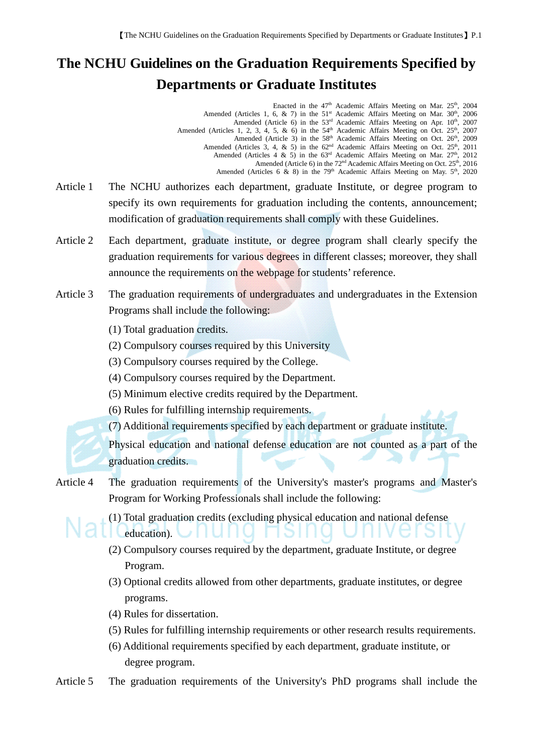# The NCHU Guidelines on the Graduation Requirements Specified by Departments or Graduate Institutes

Enacted in the 47th Academic Affairs Meeting on Mar. 25th, 2004
Amended (Articles 1, 6, & 7) in the 51st Academic Affairs Meeting on Mar. 30th, 2006
Amended (Article 6) in the 53rd Academic Affairs Meeting on Apr. 10th, 2007
Amended (Articles 1, 2, 3, 4, 5, & 6) in the 54th Academic Affairs Meeting on Oct. 25th, 2007
Amended (Article 3) in the 58th Academic Affairs Meeting on Oct. 26th, 2009
Amended (Articles 3, 4, & 5) in the 62nd Academic Affairs Meeting on Oct. 25th, 2011
Amended (Articles 4 & 5) in the 63rd Academic Affairs Meeting on Mar. 27th, 2012
Amended (Article 6) in the 72nd Academic Affairs Meeting on Oct. 25th, 2016
Amended (Articles 6 & 8) in the 79th Academic Affairs Meeting on May. 5th, 2020

**Article 1** The NCHU authorizes each department, graduate Institute, or degree program to specify its own requirements for graduation including the contents, announcement; modification of graduation requirements shall comply with these Guidelines.

**Article 2** Each department, graduate institute, or degree program shall clearly specify the graduation requirements for various degrees in different classes; moreover, they shall announce the requirements on the webpage for students' reference.

**Article 3** The graduation requirements of undergraduates and undergraduates in the Extension Programs shall include the following:

(1) Total graduation credits.
(2) Compulsory courses required by this University
(3) Compulsory courses required by the College.
(4) Compulsory courses required by the Department.
(5) Minimum elective credits required by the Department.
(6) Rules for fulfilling internship requirements.
(7) Additional requirements specified by each department or graduate institute.

Physical education and national defense education are not counted as a part of the graduation credits.

**Article 4** The graduation requirements of the University's master's programs and Master's Program for Working Professionals shall include the following:

(1) Total graduation credits (excluding physical education and national defense education).
(2) Compulsory courses required by the department, graduate Institute, or degree Program.
(3) Optional credits allowed from other departments, graduate institutes, or degree programs.
(4) Rules for dissertation.
(5) Rules for fulfilling internship requirements or other research results requirements.
(6) Additional requirements specified by each department, graduate institute, or degree program.

**Article 5** The graduation requirements of the University's PhD programs shall include the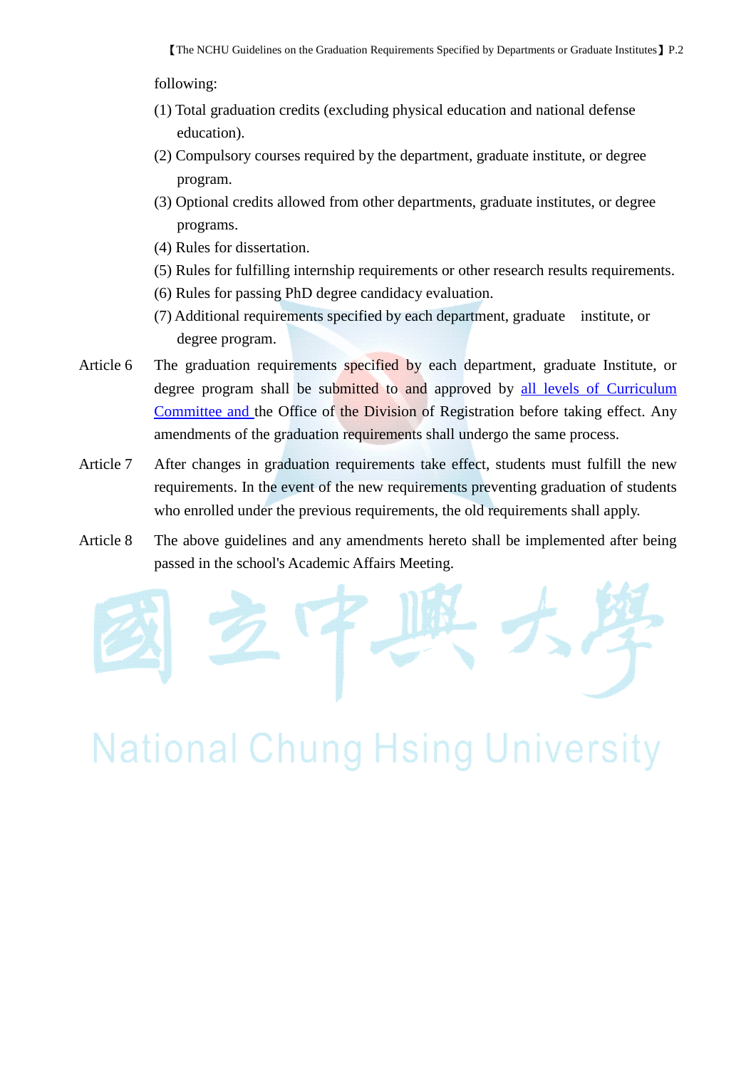following:

(1) Total graduation credits (excluding physical education and national defense education).

(2) Compulsory courses required by the department, graduate institute, or degree program.

(3) Optional credits allowed from other departments, graduate institutes, or degree programs.

(4) Rules for dissertation.

(5) Rules for fulfilling internship requirements or other research results requirements.

(6) Rules for passing PhD degree candidacy evaluation.

(7) Additional requirements specified by each department, graduate institute, or degree program.

Article 6 The graduation requirements specified by each department, graduate Institute, or degree program shall be submitted to and approved by all levels of Curriculum Committee and the Office of the Division of Registration before taking effect. Any amendments of the graduation requirements shall undergo the same process.

Article 7 After changes in graduation requirements take effect, students must fulfill the new requirements. In the event of the new requirements preventing graduation of students who enrolled under the previous requirements, the old requirements shall apply.

Article 8 The above guidelines and any amendments hereto shall be implemented after being passed in the school's Academic Affairs Meeting.